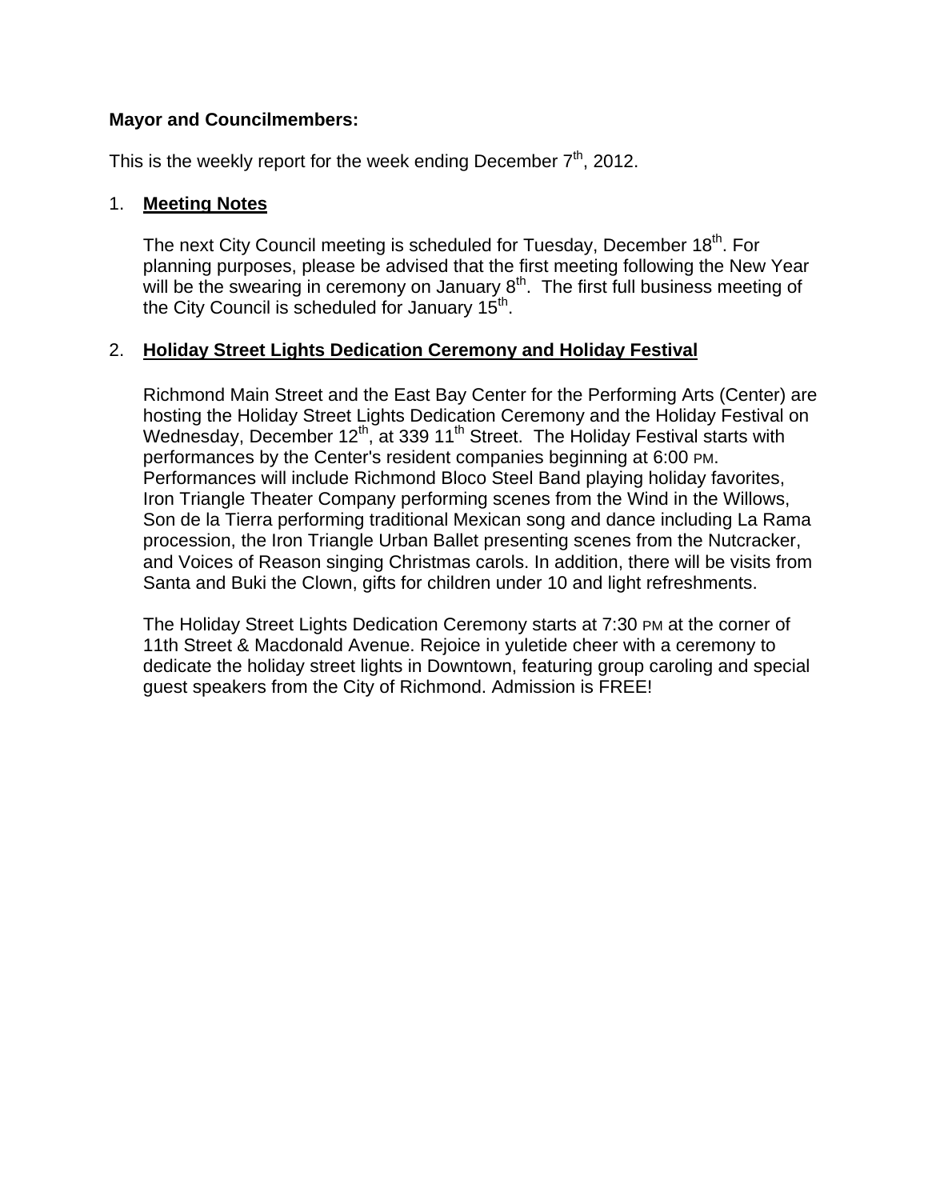**Mayor and Councilmembers:**

This is the weekly report for the week ending December 7th, 2012.

1. **Meeting Notes**

   The next City Council meeting is scheduled for Tuesday, December 18th. For planning purposes, please be advised that the first meeting following the New Year will be the swearing in ceremony on January 8th. The first full business meeting of the City Council is scheduled for January 15th.

2. **Holiday Street Lights Dedication Ceremony and Holiday Festival**

   Richmond Main Street and the East Bay Center for the Performing Arts (Center) are hosting the Holiday Street Lights Dedication Ceremony and the Holiday Festival on Wednesday, December 12th, at 339 11th Street. The Holiday Festival starts with performances by the Center's resident companies beginning at 6:00 PM. Performances will include Richmond Bloco Steel Band playing holiday favorites, Iron Triangle Theater Company performing scenes from the Wind in the Willows, Son de la Tierra performing traditional Mexican song and dance including La Rama procession, the Iron Triangle Urban Ballet presenting scenes from the Nutcracker, and Voices of Reason singing Christmas carols. In addition, there will be visits from Santa and Buki the Clown, gifts for children under 10 and light refreshments.

   The Holiday Street Lights Dedication Ceremony starts at 7:30 PM at the corner of 11th Street & Macdonald Avenue. Rejoice in yuletide cheer with a ceremony to dedicate the holiday street lights in Downtown, featuring group caroling and special guest speakers from the City of Richmond. Admission is FREE!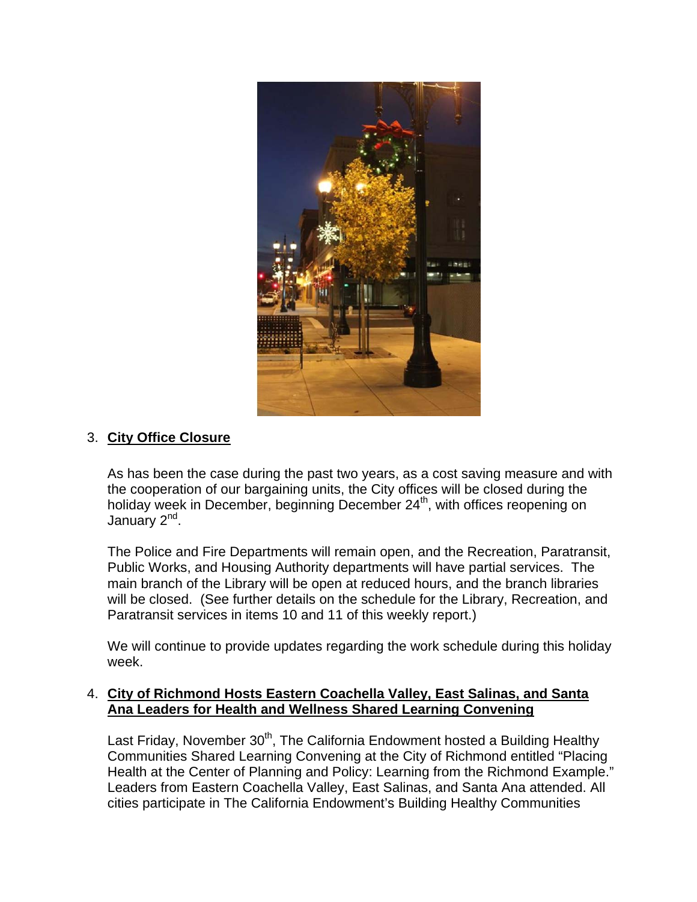3. **City Office Closure**

   As has been the case during the past two years, as a cost saving measure and with the cooperation of our bargaining units, the City offices will be closed during the holiday week in December, beginning December 24th, with offices reopening on January 2nd.

   The Police and Fire Departments will remain open, and the Recreation, Paratransit, Public Works, and Housing Authority departments will have partial services. The main branch of the Library will be open at reduced hours, and the branch libraries will be closed. (See further details on the schedule for the Library, Recreation, and Paratransit services in items 10 and 11 of this weekly report.)

   We will continue to provide updates regarding the work schedule during this holiday week.

4. **City of Richmond Hosts Eastern Coachella Valley, East Salinas, and Santa Ana Leaders for Health and Wellness Shared Learning Convening**

   Last Friday, November 30th, The California Endowment hosted a Building Healthy Communities Shared Learning Convening at the City of Richmond entitled "Placing Health at the Center of Planning and Policy: Learning from the Richmond Example." Leaders from Eastern Coachella Valley, East Salinas, and Santa Ana attended. All cities participate in The California Endowment's Building Healthy Communities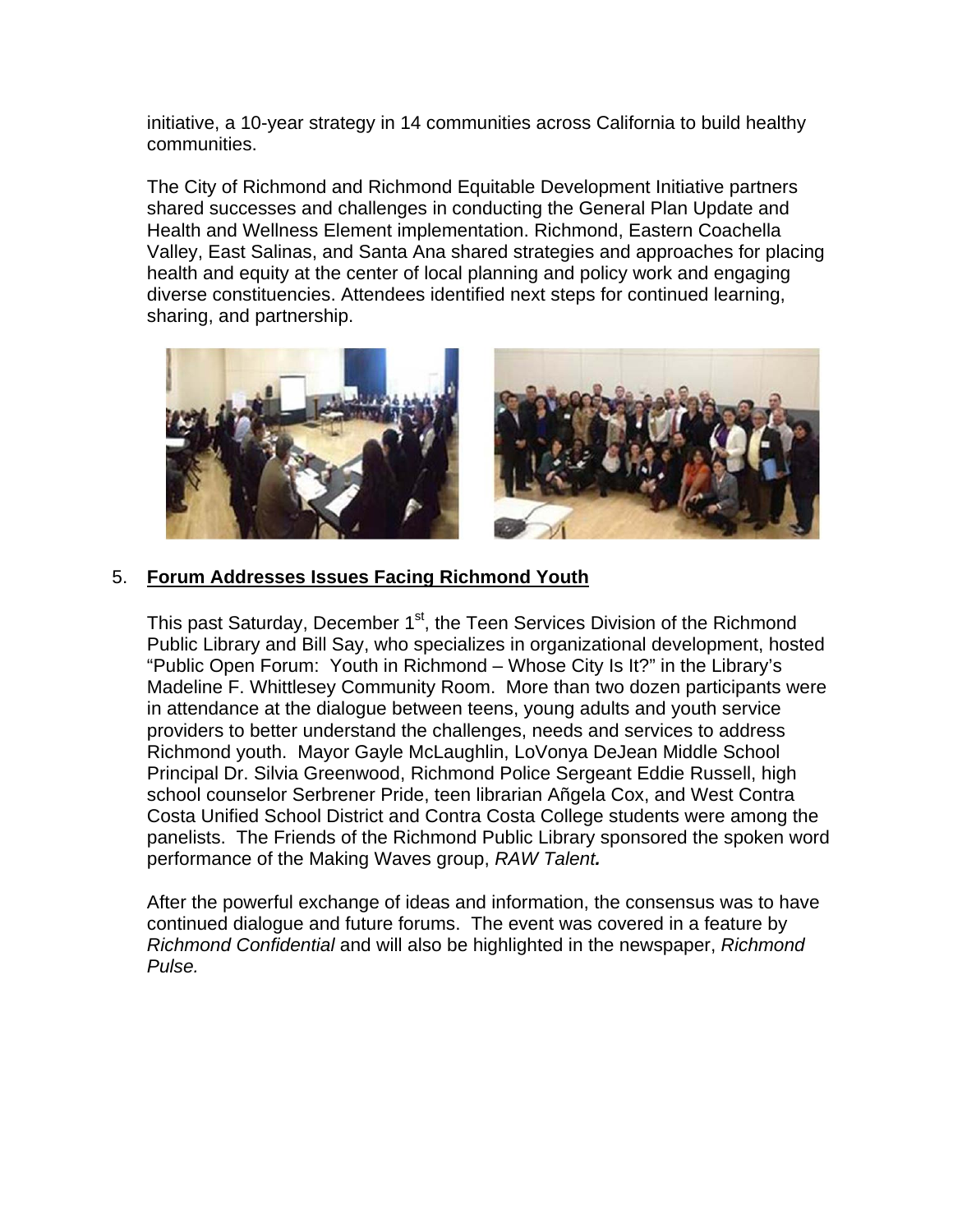initiative, a 10-year strategy in 14 communities across California to build healthy communities.

The City of Richmond and Richmond Equitable Development Initiative partners shared successes and challenges in conducting the General Plan Update and Health and Wellness Element implementation. Richmond, Eastern Coachella Valley, East Salinas, and Santa Ana shared strategies and approaches for placing health and equity at the center of local planning and policy work and engaging diverse constituencies. Attendees identified next steps for continued learning, sharing, and partnership.

5. **Forum Addresses Issues Facing Richmond Youth**

This past Saturday, December 1st, the Teen Services Division of the Richmond Public Library and Bill Say, who specializes in organizational development, hosted "Public Open Forum: Youth in Richmond – Whose City Is It?" in the Library's Madeline F. Whittlesey Community Room. More than two dozen participants were in attendance at the dialogue between teens, young adults and youth service providers to better understand the challenges, needs and services to address Richmond youth. Mayor Gayle McLaughlin, LoVonya DeJean Middle School Principal Dr. Silvia Greenwood, Richmond Police Sergeant Eddie Russell, high school counselor Serbrener Pride, teen librarian Añgela Cox, and West Contra Costa Unified School District and Contra Costa College students were among the panelists. The Friends of the Richmond Public Library sponsored the spoken word performance of the Making Waves group, *RAW Talent.*

After the powerful exchange of ideas and information, the consensus was to have continued dialogue and future forums. The event was covered in a feature by *Richmond Confidential* and will also be highlighted in the newspaper, *Richmond Pulse.*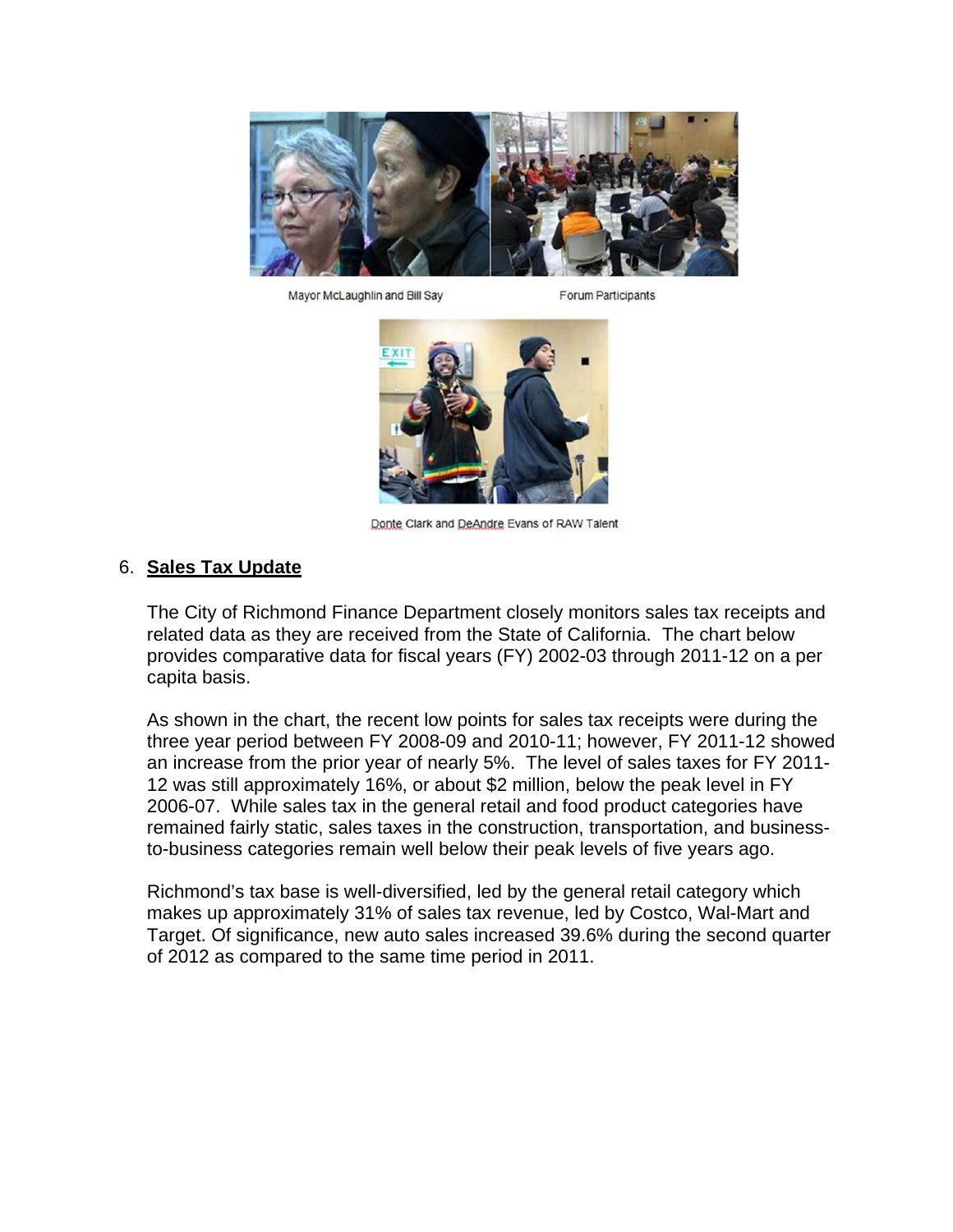Mayor McLaughlin and Bill Say

Forum Participants

Donte Clark and DeAndre Evans of RAW Talent

6. **Sales Tax Update**

The City of Richmond Finance Department closely monitors sales tax receipts and related data as they are received from the State of California. The chart below provides comparative data for fiscal years (FY) 2002-03 through 2011-12 on a per capita basis.

As shown in the chart, the recent low points for sales tax receipts were during the three year period between FY 2008-09 and 2010-11; however, FY 2011-12 showed an increase from the prior year of nearly 5%. The level of sales taxes for FY 2011-12 was still approximately 16%, or about $2 million, below the peak level in FY 2006-07. While sales tax in the general retail and food product categories have remained fairly static, sales taxes in the construction, transportation, and business-to-business categories remain well below their peak levels of five years ago.

Richmond's tax base is well-diversified, led by the general retail category which makes up approximately 31% of sales tax revenue, led by Costco, Wal-Mart and Target. Of significance, new auto sales increased 39.6% during the second quarter of 2012 as compared to the same time period in 2011.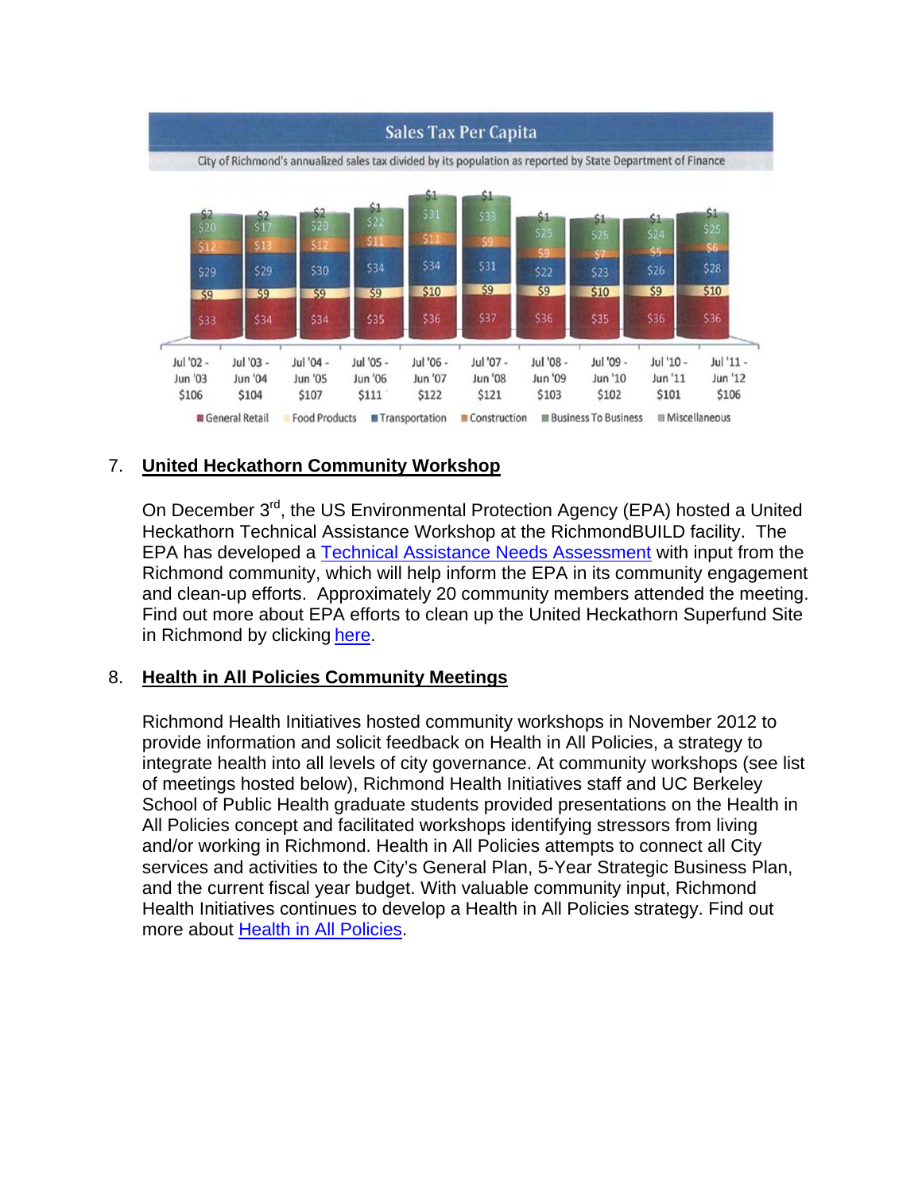**Sales Tax Per Capita**

City of Richmond's annualized sales tax divided by its population as reported by State Department of Finance

| | Jul '02 - Jun '03 | Jul '03 - Jun '04 | Jul '04 - Jun '05 | Jul '05 - Jun '06 | Jul '06 - Jun '07 | Jul '07 - Jun '08 | Jul '08 - Jun '09 | Jul '09 - Jun '10 | Jul '10 - Jun '11 | Jul '11 - Jun '12 |
|---|---|---|---|---|---|---|---|---|---|---|
| Miscellaneous | $2 | $2 | $2 | $1 | $1 | $1 | $1 | $1 | $1 | $1 |
| Business To Business | $20 | $17 | $20 | $22 | $31 | $33 | $25 | $25 | $24 | $25 |
| Construction | $12 | $13 | $12 | $11 | $11 | $9 | $9 | $7 | $5 | $6 |
| Transportation | $29 | $29 | $30 | $34 | $34 | $31 | $22 | $23 | $26 | $28 |
| Food Products | $9 | $9 | $9 | $9 | $10 | $9 | $9 | $10 | $9 | $10 |
| General Retail | $33 | $34 | $34 | $35 | $36 | $37 | $36 | $35 | $36 | $36 |
| Total | $106 | $104 | $107 | $111 | $122 | $121 | $103 | $102 | $101 | $106 |

7. **United Heckathorn Community Workshop**

   On December 3rd, the US Environmental Protection Agency (EPA) hosted a United Heckathorn Technical Assistance Workshop at the RichmondBUILD facility. The EPA has developed a Technical Assistance Needs Assessment with input from the Richmond community, which will help inform the EPA in its community engagement and clean-up efforts. Approximately 20 community members attended the meeting. Find out more about EPA efforts to clean up the United Heckathorn Superfund Site in Richmond by clicking here.

8. **Health in All Policies Community Meetings**

   Richmond Health Initiatives hosted community workshops in November 2012 to provide information and solicit feedback on Health in All Policies, a strategy to integrate health into all levels of city governance. At community workshops (see list of meetings hosted below), Richmond Health Initiatives staff and UC Berkeley School of Public Health graduate students provided presentations on the Health in All Policies concept and facilitated workshops identifying stressors from living and/or working in Richmond. Health in All Policies attempts to connect all City services and activities to the City's General Plan, 5-Year Strategic Business Plan, and the current fiscal year budget. With valuable community input, Richmond Health Initiatives continues to develop a Health in All Policies strategy. Find out more about Health in All Policies.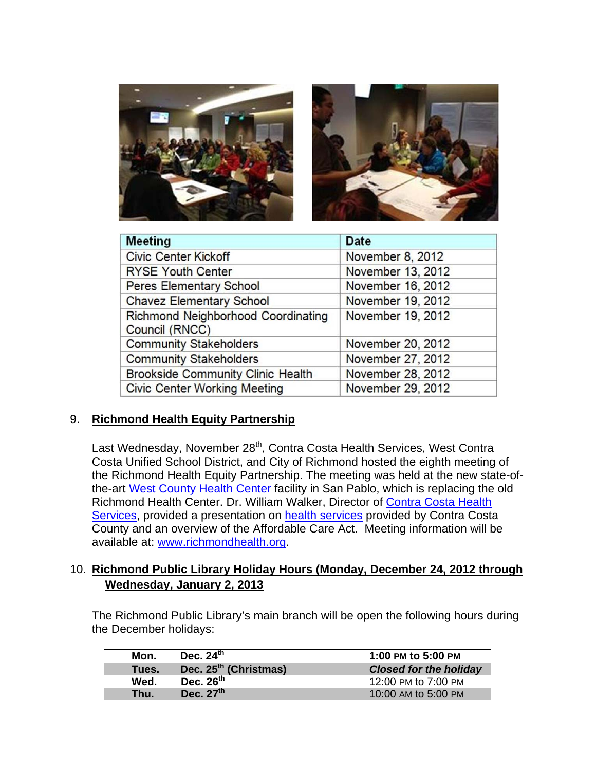| Meeting | Date |
|---|---|
| Civic Center Kickoff | November 8, 2012 |
| RYSE Youth Center | November 13, 2012 |
| Peres Elementary School | November 16, 2012 |
| Chavez Elementary School | November 19, 2012 |
| Richmond Neighborhood Coordinating Council (RNCC) | November 19, 2012 |
| Community Stakeholders | November 20, 2012 |
| Community Stakeholders | November 27, 2012 |
| Brookside Community Clinic Health | November 28, 2012 |
| Civic Center Working Meeting | November 29, 2012 |

9. **Richmond Health Equity Partnership**

Last Wednesday, November 28th, Contra Costa Health Services, West Contra Costa Unified School District, and City of Richmond hosted the eighth meeting of the Richmond Health Equity Partnership. The meeting was held at the new state-of-the-art West County Health Center facility in San Pablo, which is replacing the old Richmond Health Center. Dr. William Walker, Director of Contra Costa Health Services, provided a presentation on health services provided by Contra Costa County and an overview of the Affordable Care Act. Meeting information will be available at: www.richmondhealth.org.

10. **Richmond Public Library Holiday Hours (Monday, December 24, 2012 through Wednesday, January 2, 2013**

The Richmond Public Library's main branch will be open the following hours during the December holidays:

| | | |
|---|---|---|
| **Mon.** | **Dec. 24th** | **1:00 PM to 5:00 PM** |
| **Tues.** | **Dec. 25th (Christmas)** | ***Closed for the holiday*** |
| **Wed.** | **Dec. 26th** | 12:00 PM to 7:00 PM |
| **Thu.** | **Dec. 27th** | 10:00 AM to 5:00 PM |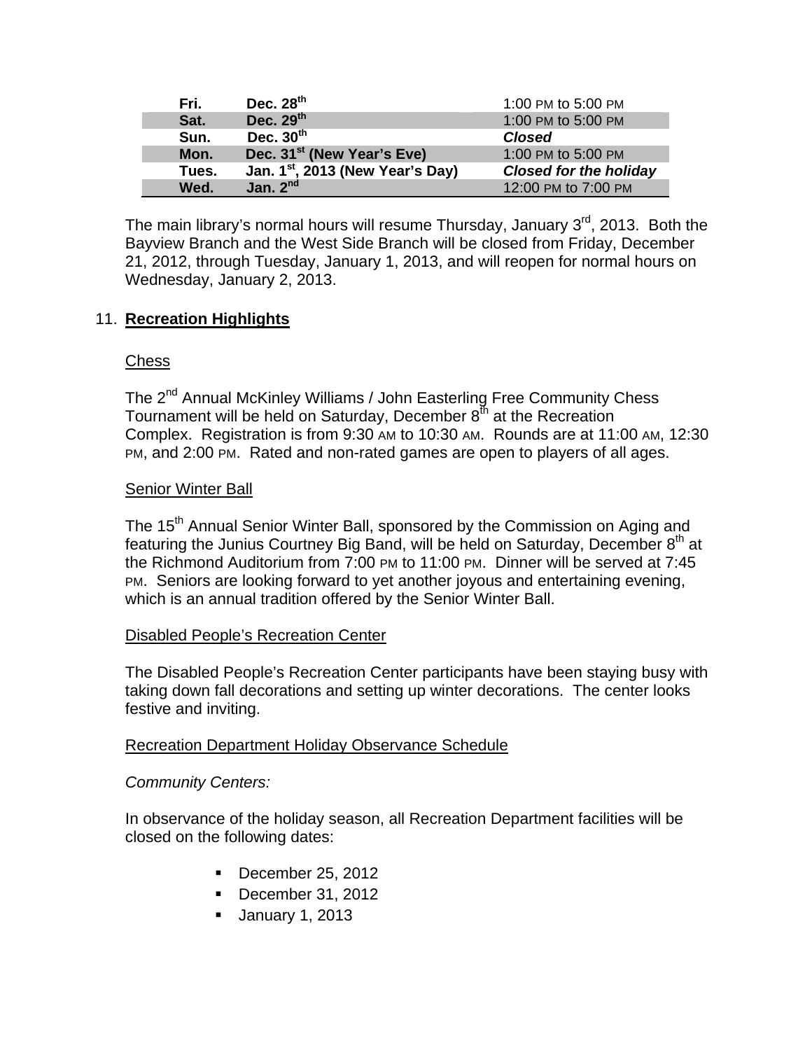| Fri. | Dec. 28th | 1:00 PM to 5:00 PM |
|---|---|---|
| Sat. | Dec. 29th | 1:00 PM to 5:00 PM |
| Sun. | Dec. 30th | ***Closed*** |
| Mon. | Dec. 31st (New Year's Eve) | 1:00 PM to 5:00 PM |
| Tues. | Jan. 1st, 2013 (New Year's Day) | ***Closed for the holiday*** |
| Wed. | Jan. 2nd | 12:00 PM to 7:00 PM |

The main library's normal hours will resume Thursday, January 3rd, 2013. Both the Bayview Branch and the West Side Branch will be closed from Friday, December 21, 2012, through Tuesday, January 1, 2013, and will reopen for normal hours on Wednesday, January 2, 2013.

## 11. Recreation Highlights

### Chess

The 2nd Annual McKinley Williams / John Easterling Free Community Chess Tournament will be held on Saturday, December 8th at the Recreation Complex. Registration is from 9:30 AM to 10:30 AM. Rounds are at 11:00 AM, 12:30 PM, and 2:00 PM. Rated and non-rated games are open to players of all ages.

### Senior Winter Ball

The 15th Annual Senior Winter Ball, sponsored by the Commission on Aging and featuring the Junius Courtney Big Band, will be held on Saturday, December 8th at the Richmond Auditorium from 7:00 PM to 11:00 PM. Dinner will be served at 7:45 PM. Seniors are looking forward to yet another joyous and entertaining evening, which is an annual tradition offered by the Senior Winter Ball.

### Disabled People's Recreation Center

The Disabled People's Recreation Center participants have been staying busy with taking down fall decorations and setting up winter decorations. The center looks festive and inviting.

### Recreation Department Holiday Observance Schedule

*Community Centers:*

In observance of the holiday season, all Recreation Department facilities will be closed on the following dates:

- December 25, 2012
- December 31, 2012
- January 1, 2013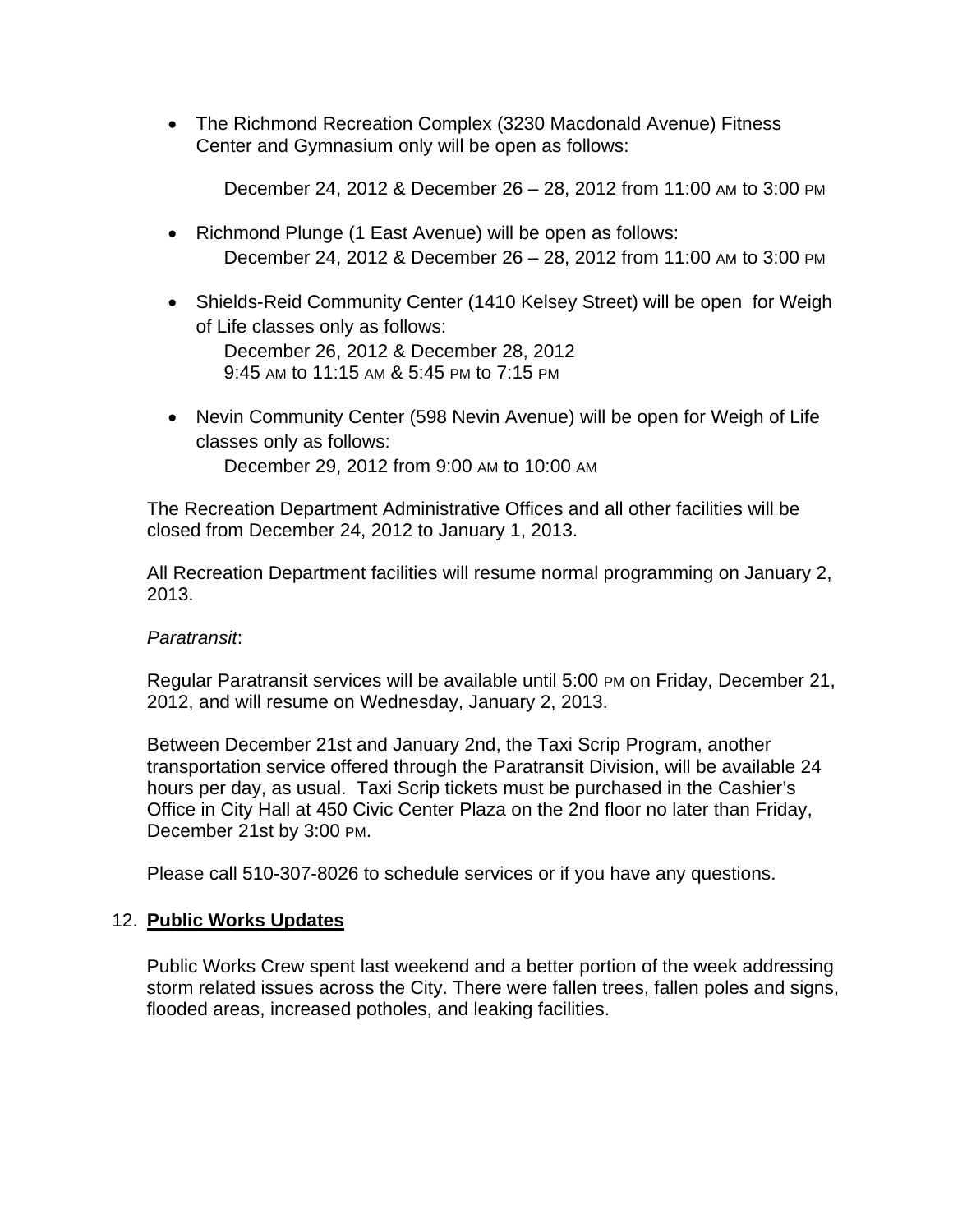- The Richmond Recreation Complex (3230 Macdonald Avenue) Fitness Center and Gymnasium only will be open as follows:

  December 24, 2012 & December 26 – 28, 2012 from 11:00 AM to 3:00 PM

- Richmond Plunge (1 East Avenue) will be open as follows:
  December 24, 2012 & December 26 – 28, 2012 from 11:00 AM to 3:00 PM

- Shields-Reid Community Center (1410 Kelsey Street) will be open for Weigh of Life classes only as follows:
  December 26, 2012 & December 28, 2012
  9:45 AM to 11:15 AM & 5:45 PM to 7:15 PM

- Nevin Community Center (598 Nevin Avenue) will be open for Weigh of Life classes only as follows:
  December 29, 2012 from 9:00 AM to 10:00 AM

The Recreation Department Administrative Offices and all other facilities will be closed from December 24, 2012 to January 1, 2013.

All Recreation Department facilities will resume normal programming on January 2, 2013.

*Paratransit*:

Regular Paratransit services will be available until 5:00 PM on Friday, December 21, 2012, and will resume on Wednesday, January 2, 2013.

Between December 21st and January 2nd, the Taxi Scrip Program, another transportation service offered through the Paratransit Division, will be available 24 hours per day, as usual. Taxi Scrip tickets must be purchased in the Cashier's Office in City Hall at 450 Civic Center Plaza on the 2nd floor no later than Friday, December 21st by 3:00 PM.

Please call 510-307-8026 to schedule services or if you have any questions.

12. **Public Works Updates**

Public Works Crew spent last weekend and a better portion of the week addressing storm related issues across the City. There were fallen trees, fallen poles and signs, flooded areas, increased potholes, and leaking facilities.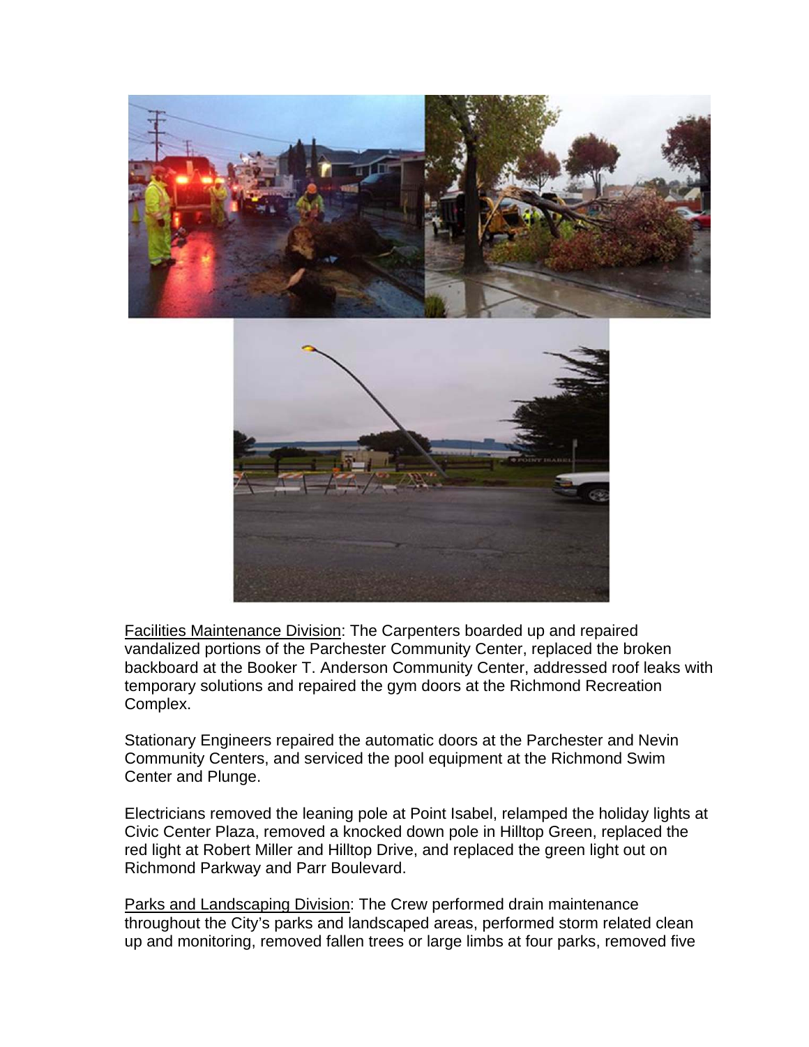<u>Facilities Maintenance Division</u>: The Carpenters boarded up and repaired vandalized portions of the Parchester Community Center, replaced the broken backboard at the Booker T. Anderson Community Center, addressed roof leaks with temporary solutions and repaired the gym doors at the Richmond Recreation Complex.

Stationary Engineers repaired the automatic doors at the Parchester and Nevin Community Centers, and serviced the pool equipment at the Richmond Swim Center and Plunge.

Electricians removed the leaning pole at Point Isabel, relamped the holiday lights at Civic Center Plaza, removed a knocked down pole in Hilltop Green, replaced the red light at Robert Miller and Hilltop Drive, and replaced the green light out on Richmond Parkway and Parr Boulevard.

<u>Parks and Landscaping Division</u>: The Crew performed drain maintenance throughout the City's parks and landscaped areas, performed storm related clean up and monitoring, removed fallen trees or large limbs at four parks, removed five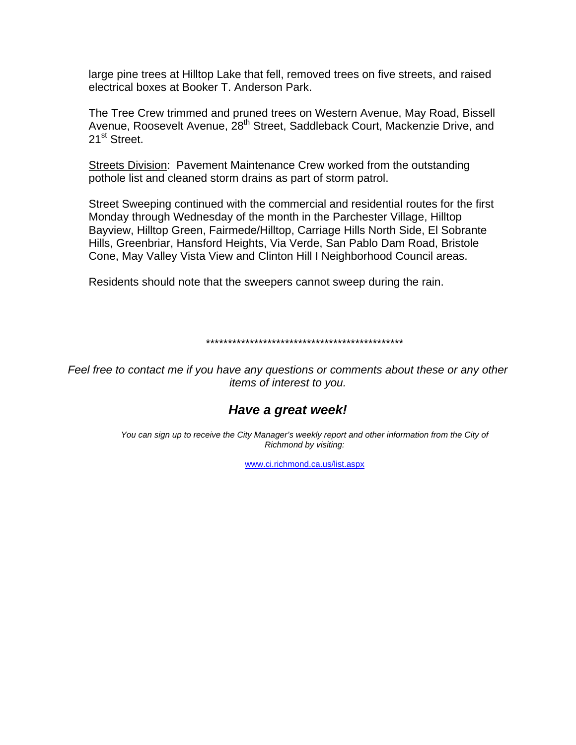large pine trees at Hilltop Lake that fell, removed trees on five streets, and raised electrical boxes at Booker T. Anderson Park.

The Tree Crew trimmed and pruned trees on Western Avenue, May Road, Bissell Avenue, Roosevelt Avenue, 28th Street, Saddleback Court, Mackenzie Drive, and 21st Street.

Streets Division: Pavement Maintenance Crew worked from the outstanding pothole list and cleaned storm drains as part of storm patrol.

Street Sweeping continued with the commercial and residential routes for the first Monday through Wednesday of the month in the Parchester Village, Hilltop Bayview, Hilltop Green, Fairmede/Hilltop, Carriage Hills North Side, El Sobrante Hills, Greenbriar, Hansford Heights, Via Verde, San Pablo Dam Road, Bristole Cone, May Valley Vista View and Clinton Hill I Neighborhood Council areas.

Residents should note that the sweepers cannot sweep during the rain.

**********************************************

*Feel free to contact me if you have any questions or comments about these or any other items of interest to you.*

***Have a great week!***

*You can sign up to receive the City Manager's weekly report and other information from the City of Richmond by visiting:*

www.ci.richmond.ca.us/list.aspx